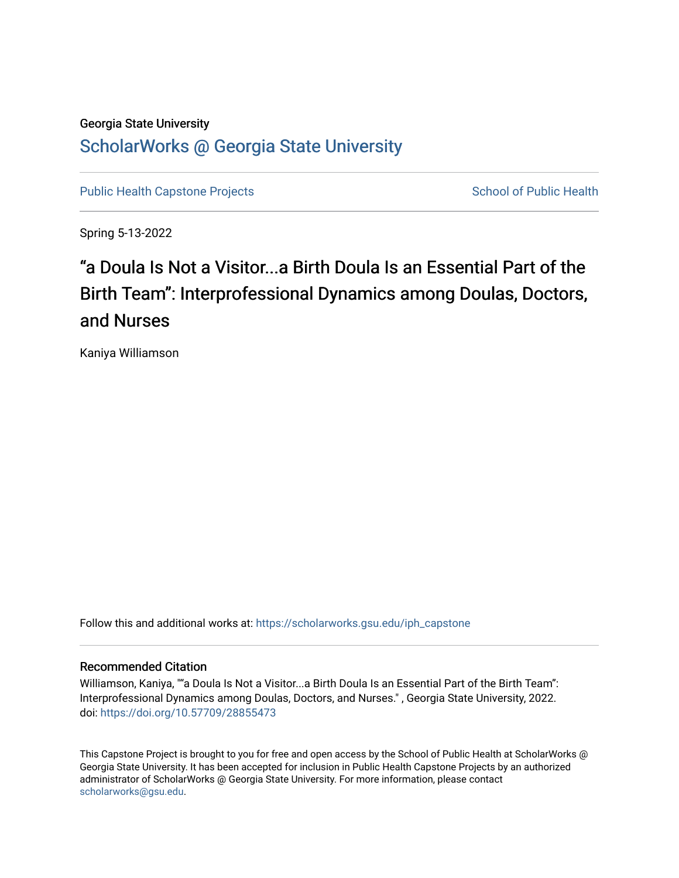Georgia State University

# ScholarWorks @ Georgia State University

Public Health Capstone Projects | School of Public Health

Spring 5-13-2022

# “a Doula Is Not a Visitor...a Birth Doula Is an Essential Part of the Birth Team”: Interprofessional Dynamics among Doulas, Doctors, and Nurses

Kaniya Williamson

Follow this and additional works at: https://scholarworks.gsu.edu/iph_capstone

## Recommended Citation

Williamson, Kaniya, "“a Doula Is Not a Visitor...a Birth Doula Is an Essential Part of the Birth Team”: Interprofessional Dynamics among Doulas, Doctors, and Nurses." , Georgia State University, 2022. doi: https://doi.org/10.57709/28855473

This Capstone Project is brought to you for free and open access by the School of Public Health at ScholarWorks @ Georgia State University. It has been accepted for inclusion in Public Health Capstone Projects by an authorized administrator of ScholarWorks @ Georgia State University. For more information, please contact scholarworks@gsu.edu.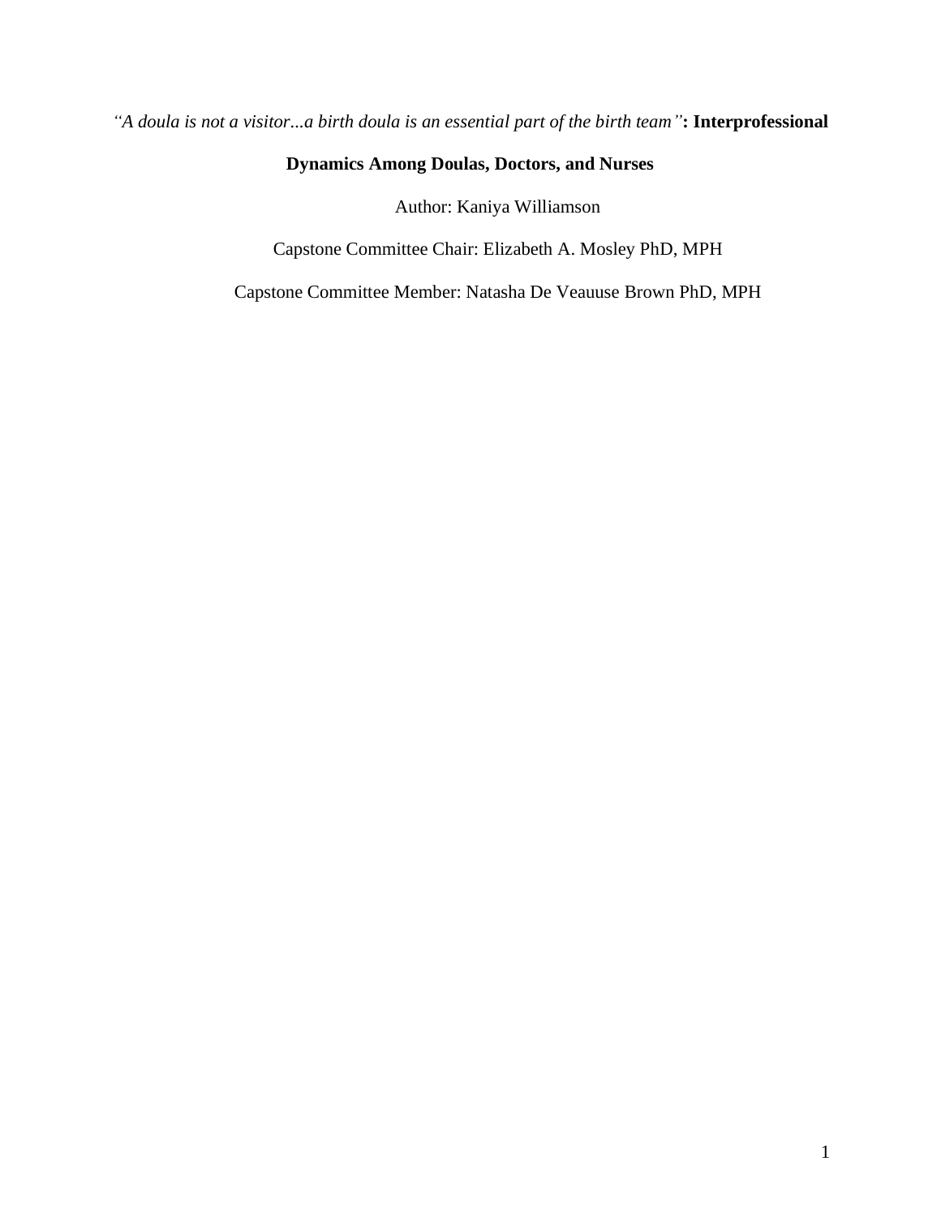# *"A doula is not a visitor...a birth doula is an essential part of the birth team"*: Interprofessional Dynamics Among Doulas, Doctors, and Nurses

Author: Kaniya Williamson

Capstone Committee Chair: Elizabeth A. Mosley PhD, MPH

Capstone Committee Member: Natasha De Veauuse Brown PhD, MPH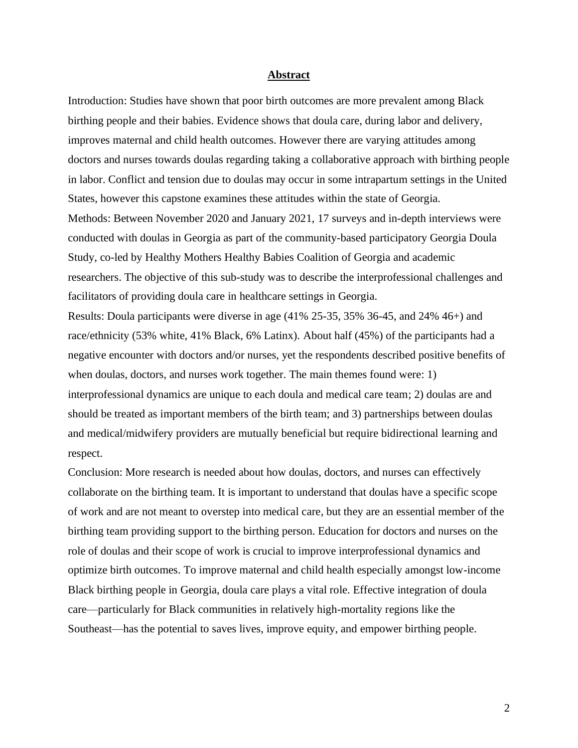## Abstract

Introduction: Studies have shown that poor birth outcomes are more prevalent among Black birthing people and their babies. Evidence shows that doula care, during labor and delivery, improves maternal and child health outcomes. However there are varying attitudes among doctors and nurses towards doulas regarding taking a collaborative approach with birthing people in labor. Conflict and tension due to doulas may occur in some intrapartum settings in the United States, however this capstone examines these attitudes within the state of Georgia.

Methods: Between November 2020 and January 2021, 17 surveys and in-depth interviews were conducted with doulas in Georgia as part of the community-based participatory Georgia Doula Study, co-led by Healthy Mothers Healthy Babies Coalition of Georgia and academic researchers. The objective of this sub-study was to describe the interprofessional challenges and facilitators of providing doula care in healthcare settings in Georgia.

Results: Doula participants were diverse in age (41% 25-35, 35% 36-45, and 24% 46+) and race/ethnicity (53% white, 41% Black, 6% Latinx). About half (45%) of the participants had a negative encounter with doctors and/or nurses, yet the respondents described positive benefits of when doulas, doctors, and nurses work together. The main themes found were: 1) interprofessional dynamics are unique to each doula and medical care team; 2) doulas are and should be treated as important members of the birth team; and 3) partnerships between doulas and medical/midwifery providers are mutually beneficial but require bidirectional learning and respect.

Conclusion: More research is needed about how doulas, doctors, and nurses can effectively collaborate on the birthing team. It is important to understand that doulas have a specific scope of work and are not meant to overstep into medical care, but they are an essential member of the birthing team providing support to the birthing person. Education for doctors and nurses on the role of doulas and their scope of work is crucial to improve interprofessional dynamics and optimize birth outcomes. To improve maternal and child health especially amongst low-income Black birthing people in Georgia, doula care plays a vital role. Effective integration of doula care—particularly for Black communities in relatively high-mortality regions like the Southeast—has the potential to saves lives, improve equity, and empower birthing people.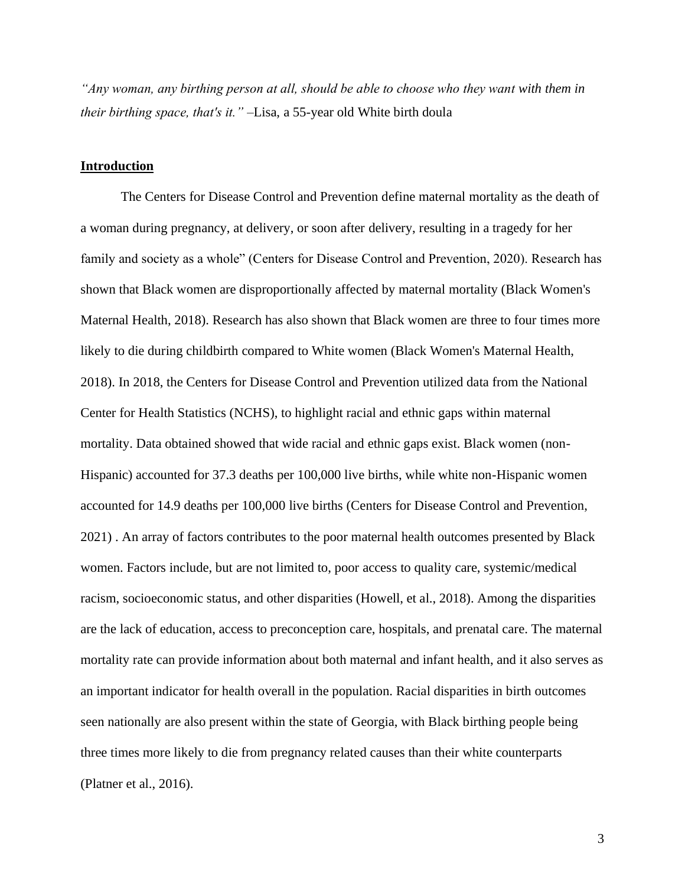*"Any woman, any birthing person at all, should be able to choose who they want with them in their birthing space, that's it."* –Lisa, a 55-year old White birth doula

## **Introduction**

The Centers for Disease Control and Prevention define maternal mortality as the death of a woman during pregnancy, at delivery, or soon after delivery, resulting in a tragedy for her family and society as a whole" (Centers for Disease Control and Prevention, 2020). Research has shown that Black women are disproportionally affected by maternal mortality (Black Women's Maternal Health, 2018). Research has also shown that Black women are three to four times more likely to die during childbirth compared to White women (Black Women's Maternal Health, 2018). In 2018, the Centers for Disease Control and Prevention utilized data from the National Center for Health Statistics (NCHS), to highlight racial and ethnic gaps within maternal mortality. Data obtained showed that wide racial and ethnic gaps exist. Black women (non-Hispanic) accounted for 37.3 deaths per 100,000 live births, while white non-Hispanic women accounted for 14.9 deaths per 100,000 live births (Centers for Disease Control and Prevention, 2021) . An array of factors contributes to the poor maternal health outcomes presented by Black women. Factors include, but are not limited to, poor access to quality care, systemic/medical racism, socioeconomic status, and other disparities (Howell, et al., 2018). Among the disparities are the lack of education, access to preconception care, hospitals, and prenatal care. The maternal mortality rate can provide information about both maternal and infant health, and it also serves as an important indicator for health overall in the population. Racial disparities in birth outcomes seen nationally are also present within the state of Georgia, with Black birthing people being three times more likely to die from pregnancy related causes than their white counterparts (Platner et al., 2016).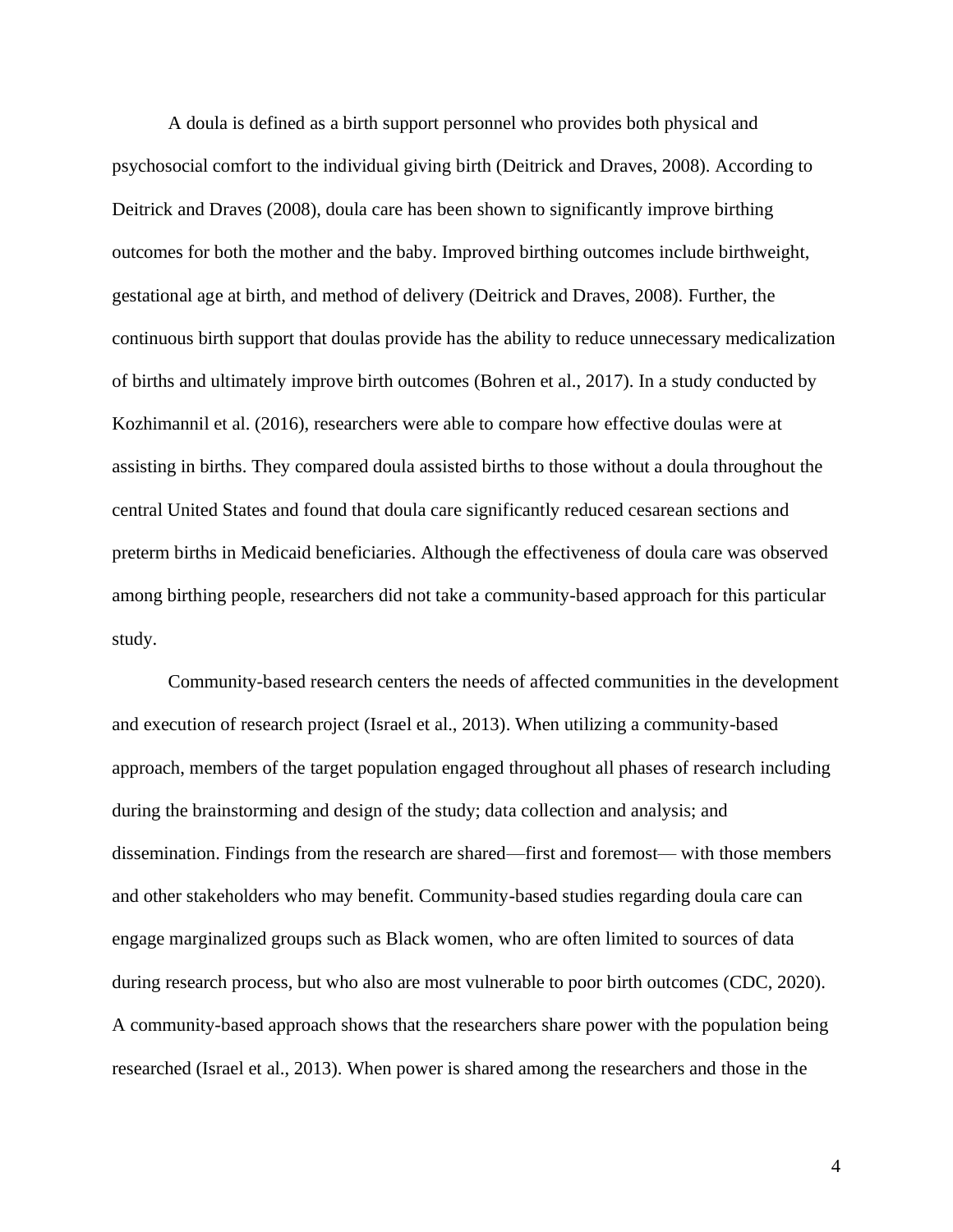A doula is defined as a birth support personnel who provides both physical and psychosocial comfort to the individual giving birth (Deitrick and Draves, 2008). According to Deitrick and Draves (2008), doula care has been shown to significantly improve birthing outcomes for both the mother and the baby. Improved birthing outcomes include birthweight, gestational age at birth, and method of delivery (Deitrick and Draves, 2008). Further, the continuous birth support that doulas provide has the ability to reduce unnecessary medicalization of births and ultimately improve birth outcomes (Bohren et al., 2017). In a study conducted by Kozhimannil et al. (2016), researchers were able to compare how effective doulas were at assisting in births. They compared doula assisted births to those without a doula throughout the central United States and found that doula care significantly reduced cesarean sections and preterm births in Medicaid beneficiaries. Although the effectiveness of doula care was observed among birthing people, researchers did not take a community-based approach for this particular study.

Community-based research centers the needs of affected communities in the development and execution of research project (Israel et al., 2013). When utilizing a community-based approach, members of the target population engaged throughout all phases of research including during the brainstorming and design of the study; data collection and analysis; and dissemination. Findings from the research are shared—first and foremost— with those members and other stakeholders who may benefit. Community-based studies regarding doula care can engage marginalized groups such as Black women, who are often limited to sources of data during research process, but who also are most vulnerable to poor birth outcomes (CDC, 2020). A community-based approach shows that the researchers share power with the population being researched (Israel et al., 2013). When power is shared among the researchers and those in the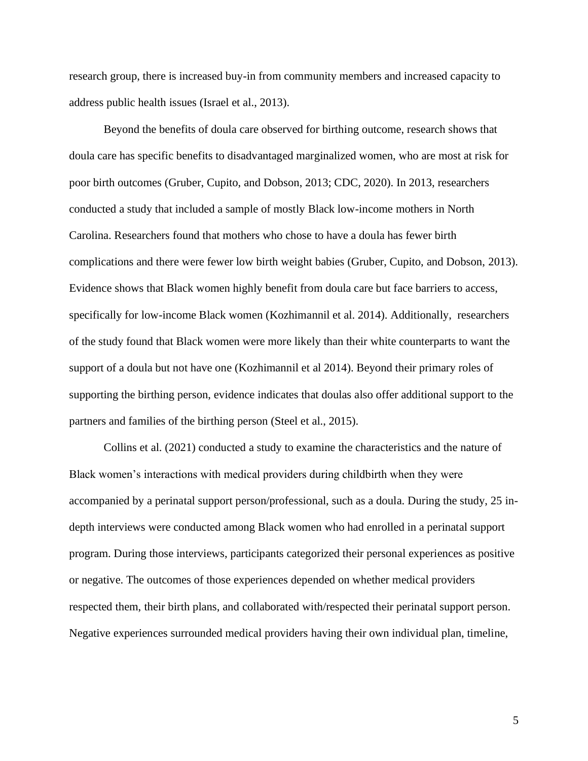research group, there is increased buy-in from community members and increased capacity to address public health issues (Israel et al., 2013).

Beyond the benefits of doula care observed for birthing outcome, research shows that doula care has specific benefits to disadvantaged marginalized women, who are most at risk for poor birth outcomes (Gruber, Cupito, and Dobson, 2013; CDC, 2020). In 2013, researchers conducted a study that included a sample of mostly Black low-income mothers in North Carolina. Researchers found that mothers who chose to have a doula has fewer birth complications and there were fewer low birth weight babies (Gruber, Cupito, and Dobson, 2013). Evidence shows that Black women highly benefit from doula care but face barriers to access, specifically for low-income Black women (Kozhimannil et al. 2014). Additionally, researchers of the study found that Black women were more likely than their white counterparts to want the support of a doula but not have one (Kozhimannil et al 2014). Beyond their primary roles of supporting the birthing person, evidence indicates that doulas also offer additional support to the partners and families of the birthing person (Steel et al., 2015).

Collins et al. (2021) conducted a study to examine the characteristics and the nature of Black women's interactions with medical providers during childbirth when they were accompanied by a perinatal support person/professional, such as a doula. During the study, 25 in-depth interviews were conducted among Black women who had enrolled in a perinatal support program. During those interviews, participants categorized their personal experiences as positive or negative. The outcomes of those experiences depended on whether medical providers respected them, their birth plans, and collaborated with/respected their perinatal support person. Negative experiences surrounded medical providers having their own individual plan, timeline,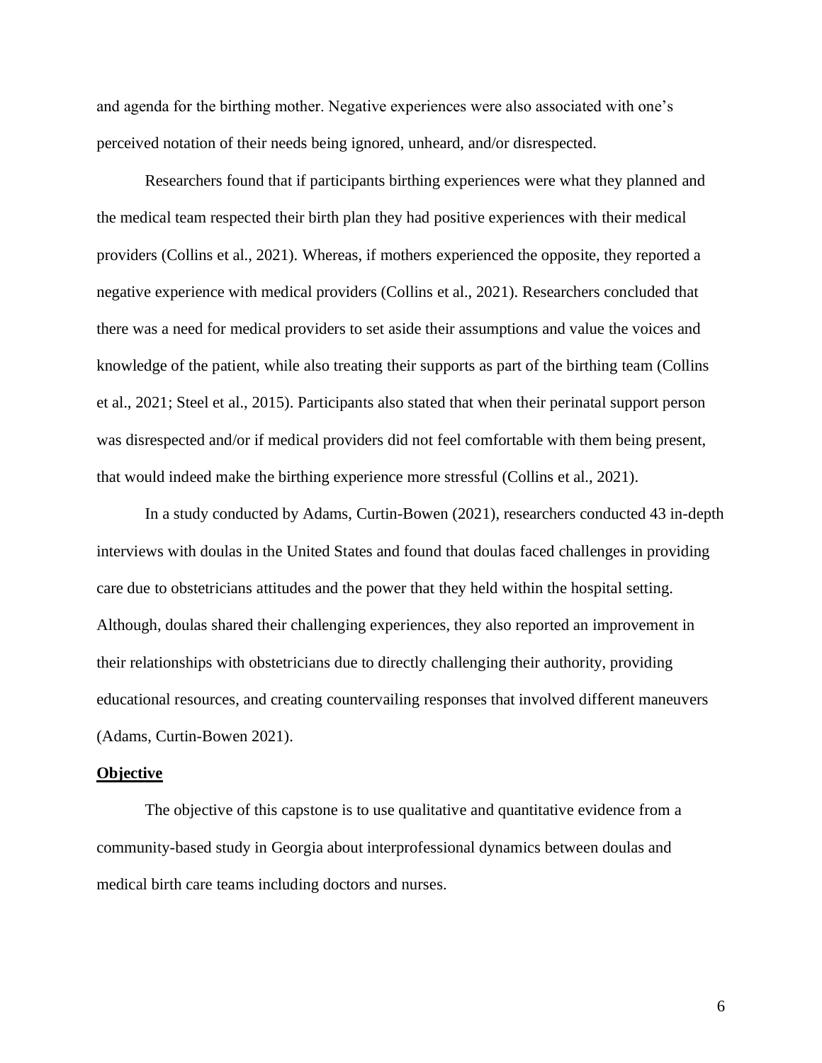and agenda for the birthing mother. Negative experiences were also associated with one's perceived notation of their needs being ignored, unheard, and/or disrespected.

Researchers found that if participants birthing experiences were what they planned and the medical team respected their birth plan they had positive experiences with their medical providers (Collins et al., 2021). Whereas, if mothers experienced the opposite, they reported a negative experience with medical providers (Collins et al., 2021). Researchers concluded that there was a need for medical providers to set aside their assumptions and value the voices and knowledge of the patient, while also treating their supports as part of the birthing team (Collins et al., 2021; Steel et al., 2015). Participants also stated that when their perinatal support person was disrespected and/or if medical providers did not feel comfortable with them being present, that would indeed make the birthing experience more stressful (Collins et al., 2021).

In a study conducted by Adams, Curtin-Bowen (2021), researchers conducted 43 in-depth interviews with doulas in the United States and found that doulas faced challenges in providing care due to obstetricians attitudes and the power that they held within the hospital setting. Although, doulas shared their challenging experiences, they also reported an improvement in their relationships with obstetricians due to directly challenging their authority, providing educational resources, and creating countervailing responses that involved different maneuvers (Adams, Curtin-Bowen 2021).

## Objective

The objective of this capstone is to use qualitative and quantitative evidence from a community-based study in Georgia about interprofessional dynamics between doulas and medical birth care teams including doctors and nurses.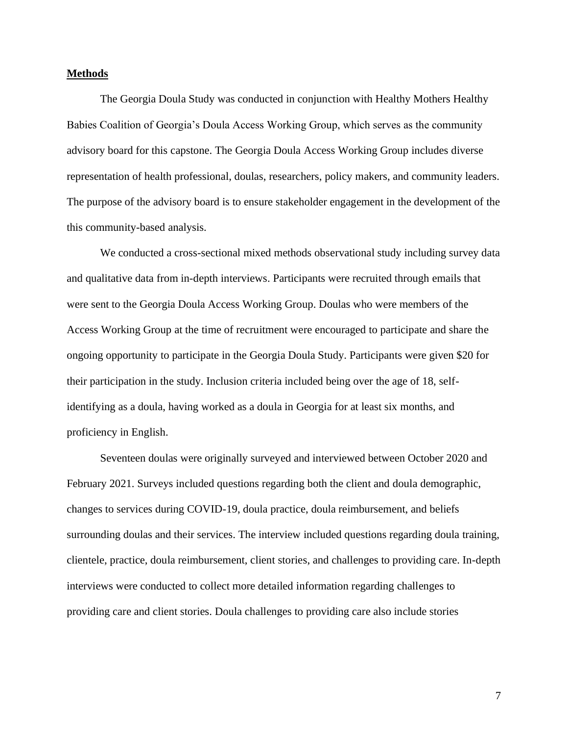## Methods

The Georgia Doula Study was conducted in conjunction with Healthy Mothers Healthy Babies Coalition of Georgia's Doula Access Working Group, which serves as the community advisory board for this capstone. The Georgia Doula Access Working Group includes diverse representation of health professional, doulas, researchers, policy makers, and community leaders. The purpose of the advisory board is to ensure stakeholder engagement in the development of the this community-based analysis.

We conducted a cross-sectional mixed methods observational study including survey data and qualitative data from in-depth interviews. Participants were recruited through emails that were sent to the Georgia Doula Access Working Group. Doulas who were members of the Access Working Group at the time of recruitment were encouraged to participate and share the ongoing opportunity to participate in the Georgia Doula Study. Participants were given $20 for their participation in the study. Inclusion criteria included being over the age of 18, self-identifying as a doula, having worked as a doula in Georgia for at least six months, and proficiency in English.

Seventeen doulas were originally surveyed and interviewed between October 2020 and February 2021. Surveys included questions regarding both the client and doula demographic, changes to services during COVID-19, doula practice, doula reimbursement, and beliefs surrounding doulas and their services. The interview included questions regarding doula training, clientele, practice, doula reimbursement, client stories, and challenges to providing care. In-depth interviews were conducted to collect more detailed information regarding challenges to providing care and client stories. Doula challenges to providing care also include stories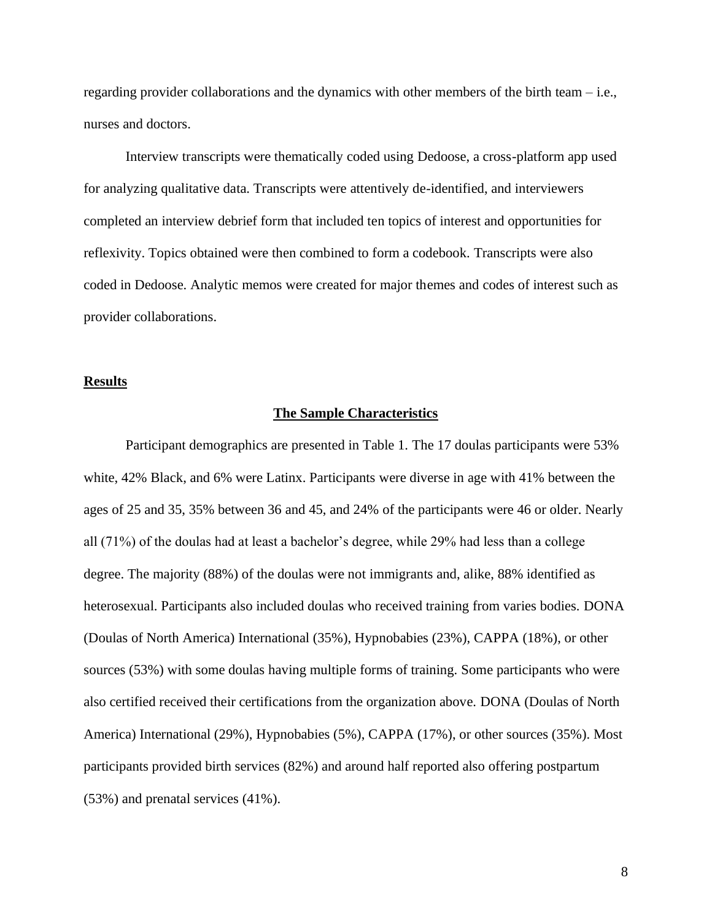regarding provider collaborations and the dynamics with other members of the birth team – i.e., nurses and doctors.

Interview transcripts were thematically coded using Dedoose, a cross-platform app used for analyzing qualitative data. Transcripts were attentively de-identified, and interviewers completed an interview debrief form that included ten topics of interest and opportunities for reflexivity. Topics obtained were then combined to form a codebook. Transcripts were also coded in Dedoose. Analytic memos were created for major themes and codes of interest such as provider collaborations.

## Results

### The Sample Characteristics

Participant demographics are presented in Table 1. The 17 doulas participants were 53% white, 42% Black, and 6% were Latinx. Participants were diverse in age with 41% between the ages of 25 and 35, 35% between 36 and 45, and 24% of the participants were 46 or older. Nearly all (71%) of the doulas had at least a bachelor's degree, while 29% had less than a college degree. The majority (88%) of the doulas were not immigrants and, alike, 88% identified as heterosexual. Participants also included doulas who received training from varies bodies. DONA (Doulas of North America) International (35%), Hypnobabies (23%), CAPPA (18%), or other sources (53%) with some doulas having multiple forms of training. Some participants who were also certified received their certifications from the organization above. DONA (Doulas of North America) International (29%), Hypnobabies (5%), CAPPA (17%), or other sources (35%). Most participants provided birth services (82%) and around half reported also offering postpartum (53%) and prenatal services (41%).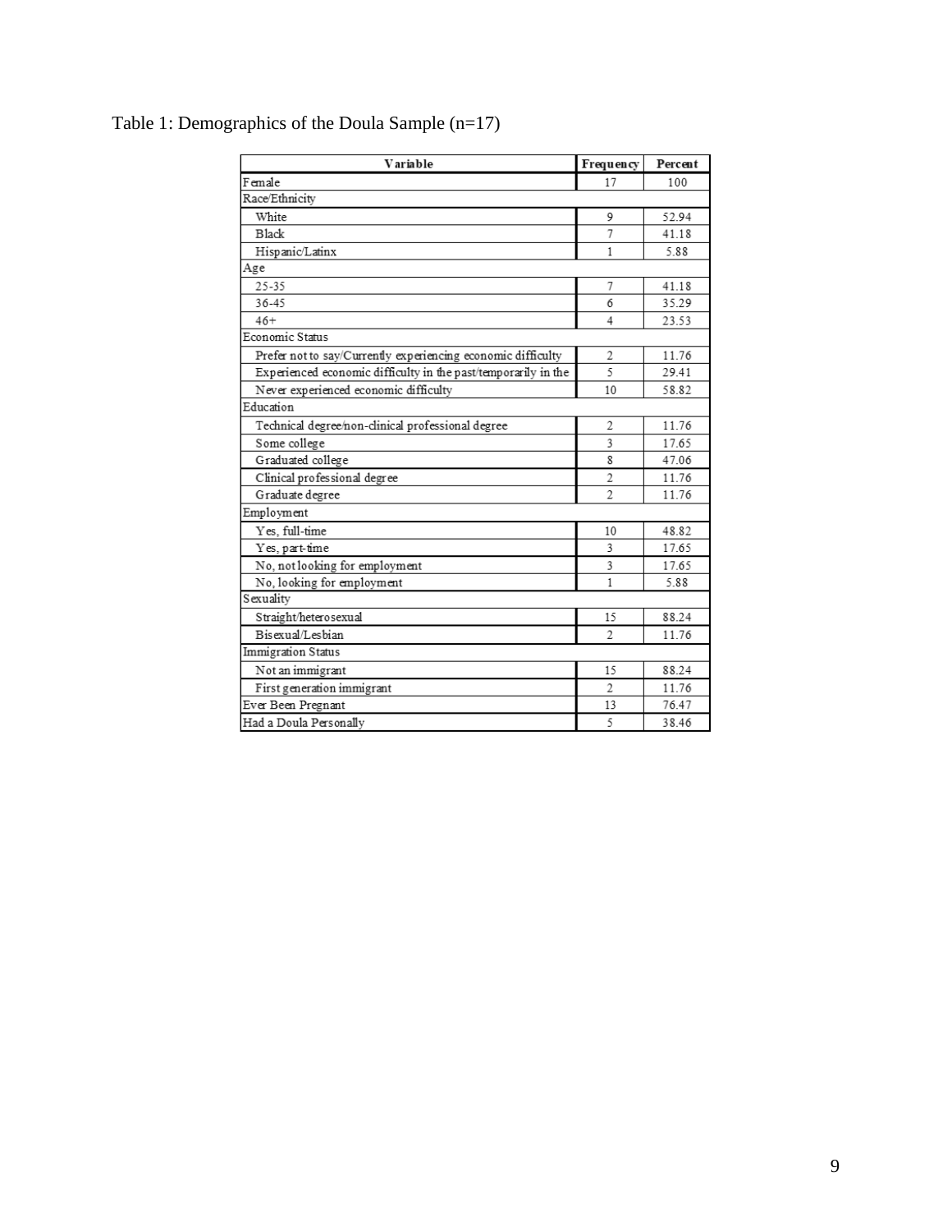Table 1: Demographics of the Doula Sample (n=17)

| Variable | Frequency | Percent |
|---|---|---|
| Female | 17 | 100 |
| Race/Ethnicity | | |
| White | 9 | 52.94 |
| Black | 7 | 41.18 |
| Hispanic/Latinx | 1 | 5.88 |
| Age | | |
| 25-35 | 7 | 41.18 |
| 36-45 | 6 | 35.29 |
| 46+ | 4 | 23.53 |
| Economic Status | | |
| Prefer not to say/Currently experiencing economic difficulty | 2 | 11.76 |
| Experienced economic difficulty in the past/temporarily in the | 5 | 29.41 |
| Never experienced economic difficulty | 10 | 58.82 |
| Education | | |
| Technical degree/non-clinical professional degree | 2 | 11.76 |
| Some college | 3 | 17.65 |
| Graduated college | 8 | 47.06 |
| Clinical professional degree | 2 | 11.76 |
| Graduate degree | 2 | 11.76 |
| Employment | | |
| Yes, full-time | 10 | 48.82 |
| Yes, part-time | 3 | 17.65 |
| No, not looking for employment | 3 | 17.65 |
| No, looking for employment | 1 | 5.88 |
| Sexuality | | |
| Straight/heterosexual | 15 | 88.24 |
| Bisexual/Lesbian | 2 | 11.76 |
| Immigration Status | | |
| Not an immigrant | 15 | 88.24 |
| First generation immigrant | 2 | 11.76 |
| Ever Been Pregnant | 13 | 76.47 |
| Had a Doula Personally | 5 | 38.46 |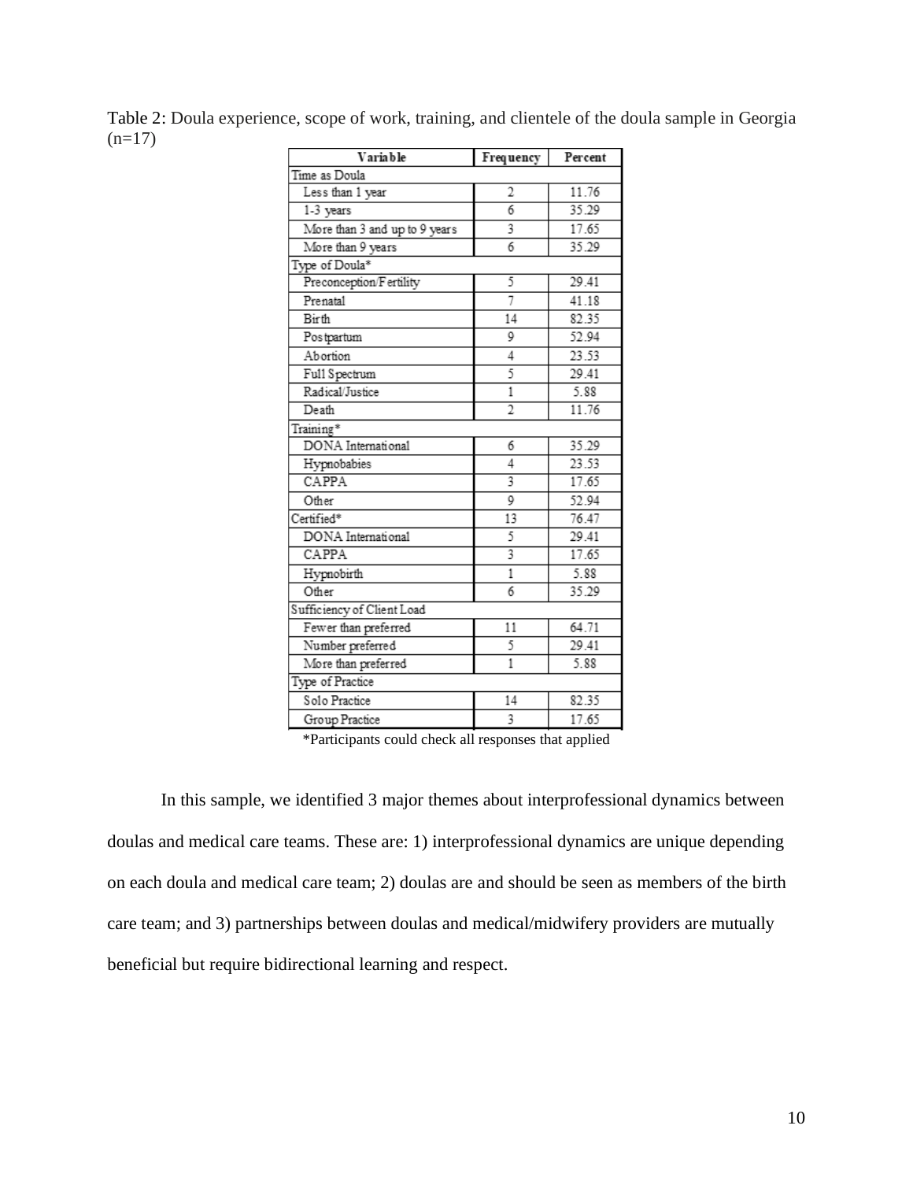Table 2: Doula experience, scope of work, training, and clientele of the doula sample in Georgia (n=17)

| Variable | Frequency | Percent |
|---|---|---|
| Time as Doula | | |
| Less than 1 year | 2 | 11.76 |
| 1-3 years | 6 | 35.29 |
| More than 3 and up to 9 years | 3 | 17.65 |
| More than 9 years | 6 | 35.29 |
| Type of Doula* | | |
| Preconception/Fertility | 5 | 29.41 |
| Prenatal | 7 | 41.18 |
| Birth | 14 | 82.35 |
| Postpartum | 9 | 52.94 |
| Abortion | 4 | 23.53 |
| Full Spectrum | 5 | 29.41 |
| Radical/Justice | 1 | 5.88 |
| Death | 2 | 11.76 |
| Training* | | |
| DONA International | 6 | 35.29 |
| Hypnobabies | 4 | 23.53 |
| CAPPA | 3 | 17.65 |
| Other | 9 | 52.94 |
| Certified* | 13 | 76.47 |
| DONA International | 5 | 29.41 |
| CAPPA | 3 | 17.65 |
| Hypnobirth | 1 | 5.88 |
| Other | 6 | 35.29 |
| Sufficiency of Client Load | | |
| Fewer than preferred | 11 | 64.71 |
| Number preferred | 5 | 29.41 |
| More than preferred | 1 | 5.88 |
| Type of Practice | | |
| Solo Practice | 14 | 82.35 |
| Group Practice | 3 | 17.65 |

*Participants could check all responses that applied

In this sample, we identified 3 major themes about interprofessional dynamics between doulas and medical care teams. These are: 1) interprofessional dynamics are unique depending on each doula and medical care team; 2) doulas are and should be seen as members of the birth care team; and 3) partnerships between doulas and medical/midwifery providers are mutually beneficial but require bidirectional learning and respect.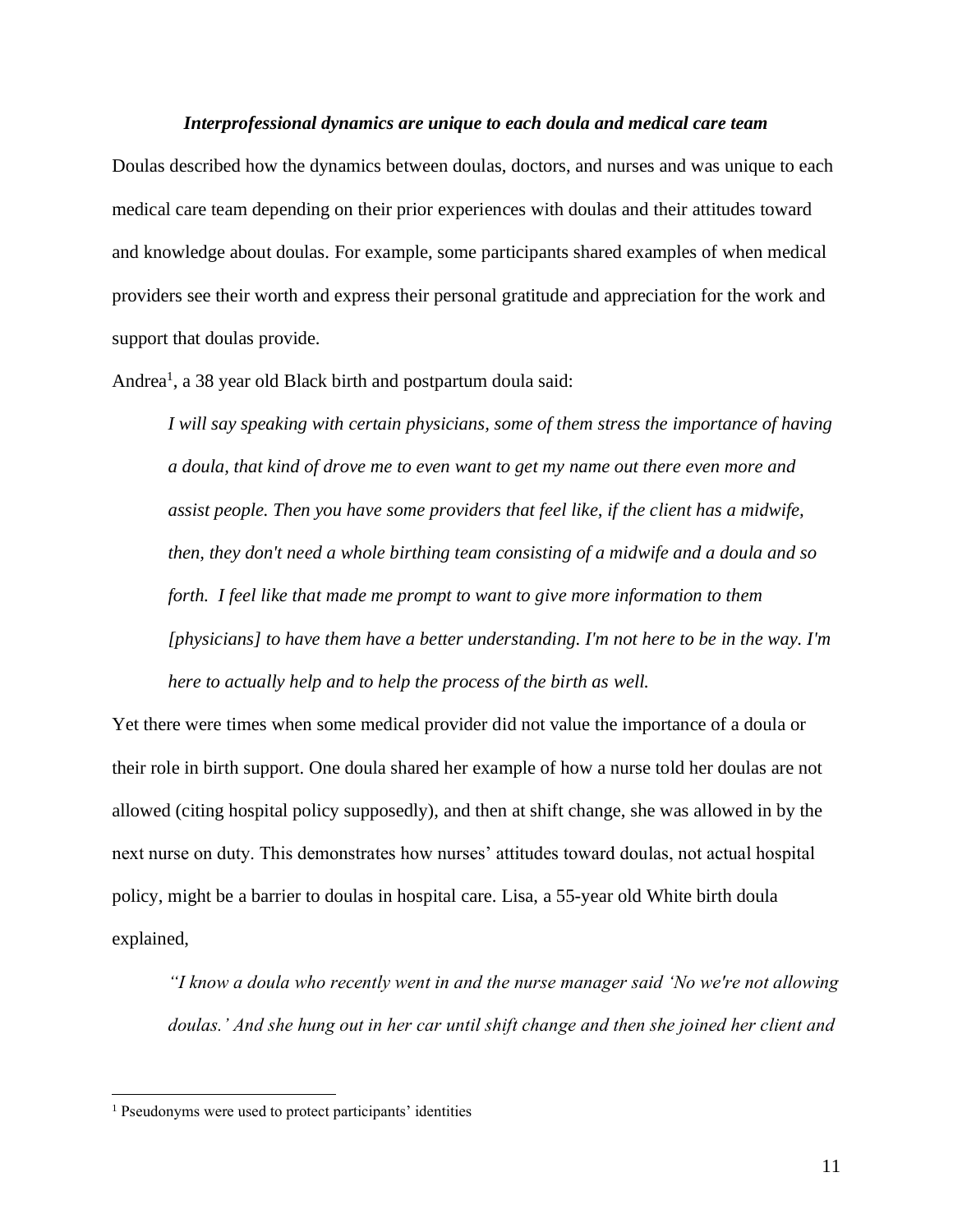### *Interprofessional dynamics are unique to each doula and medical care team*

Doulas described how the dynamics between doulas, doctors, and nurses and was unique to each medical care team depending on their prior experiences with doulas and their attitudes toward and knowledge about doulas. For example, some participants shared examples of when medical providers see their worth and express their personal gratitude and appreciation for the work and support that doulas provide.

Andrea[1], a 38 year old Black birth and postpartum doula said:

> *I will say speaking with certain physicians, some of them stress the importance of having a doula, that kind of drove me to even want to get my name out there even more and assist people. Then you have some providers that feel like, if the client has a midwife, then, they don't need a whole birthing team consisting of a midwife and a doula and so forth. I feel like that made me prompt to want to give more information to them [physicians] to have them have a better understanding. I'm not here to be in the way. I'm here to actually help and to help the process of the birth as well.*

Yet there were times when some medical provider did not value the importance of a doula or their role in birth support. One doula shared her example of how a nurse told her doulas are not allowed (citing hospital policy supposedly), and then at shift change, she was allowed in by the next nurse on duty. This demonstrates how nurses' attitudes toward doulas, not actual hospital policy, might be a barrier to doulas in hospital care. Lisa, a 55-year old White birth doula explained,

> *"I know a doula who recently went in and the nurse manager said 'No we're not allowing doulas.' And she hung out in her car until shift change and then she joined her client and*

---

[1] Pseudonyms were used to protect participants' identities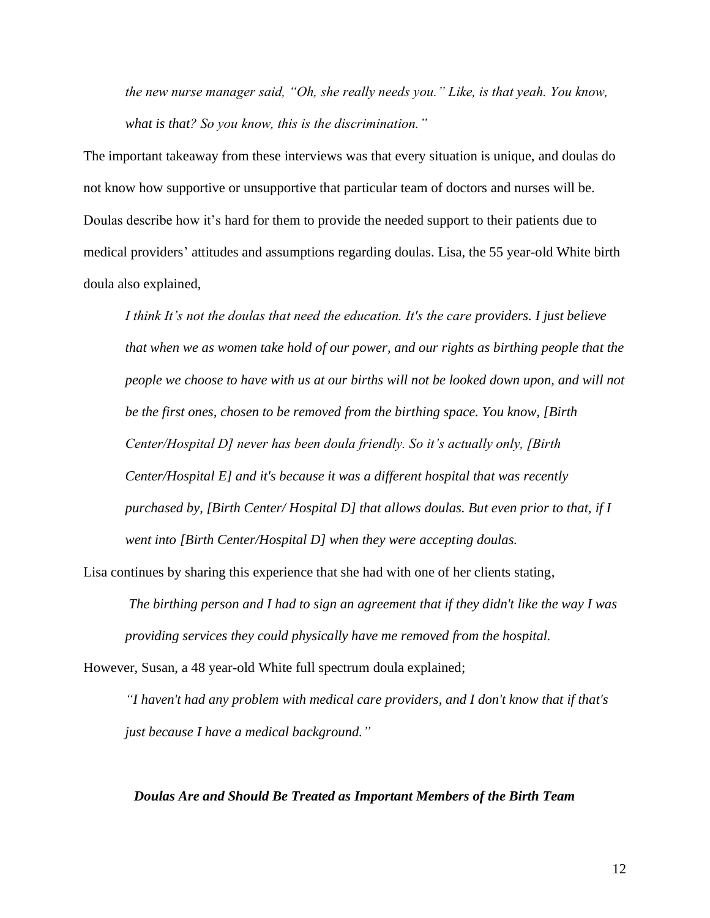*the new nurse manager said, "Oh, she really needs you." Like, is that yeah. You know, what is that? So you know, this is the discrimination."*

The important takeaway from these interviews was that every situation is unique, and doulas do not know how supportive or unsupportive that particular team of doctors and nurses will be. Doulas describe how it's hard for them to provide the needed support to their patients due to medical providers' attitudes and assumptions regarding doulas. Lisa, the 55 year-old White birth doula also explained,

> *I think It's not the doulas that need the education. It's the care providers. I just believe that when we as women take hold of our power, and our rights as birthing people that the people we choose to have with us at our births will not be looked down upon, and will not be the first ones, chosen to be removed from the birthing space. You know, [Birth Center/Hospital D] never has been doula friendly. So it's actually only, [Birth Center/Hospital E] and it's because it was a different hospital that was recently purchased by, [Birth Center/ Hospital D] that allows doulas. But even prior to that, if I went into [Birth Center/Hospital D] when they were accepting doulas.*

Lisa continues by sharing this experience that she had with one of her clients stating,

> *The birthing person and I had to sign an agreement that if they didn't like the way I was providing services they could physically have me removed from the hospital.*

However, Susan, a 48 year-old White full spectrum doula explained;

> *"I haven't had any problem with medical care providers, and I don't know that if that's just because I have a medical background."*

### *Doulas Are and Should Be Treated as Important Members of the Birth Team*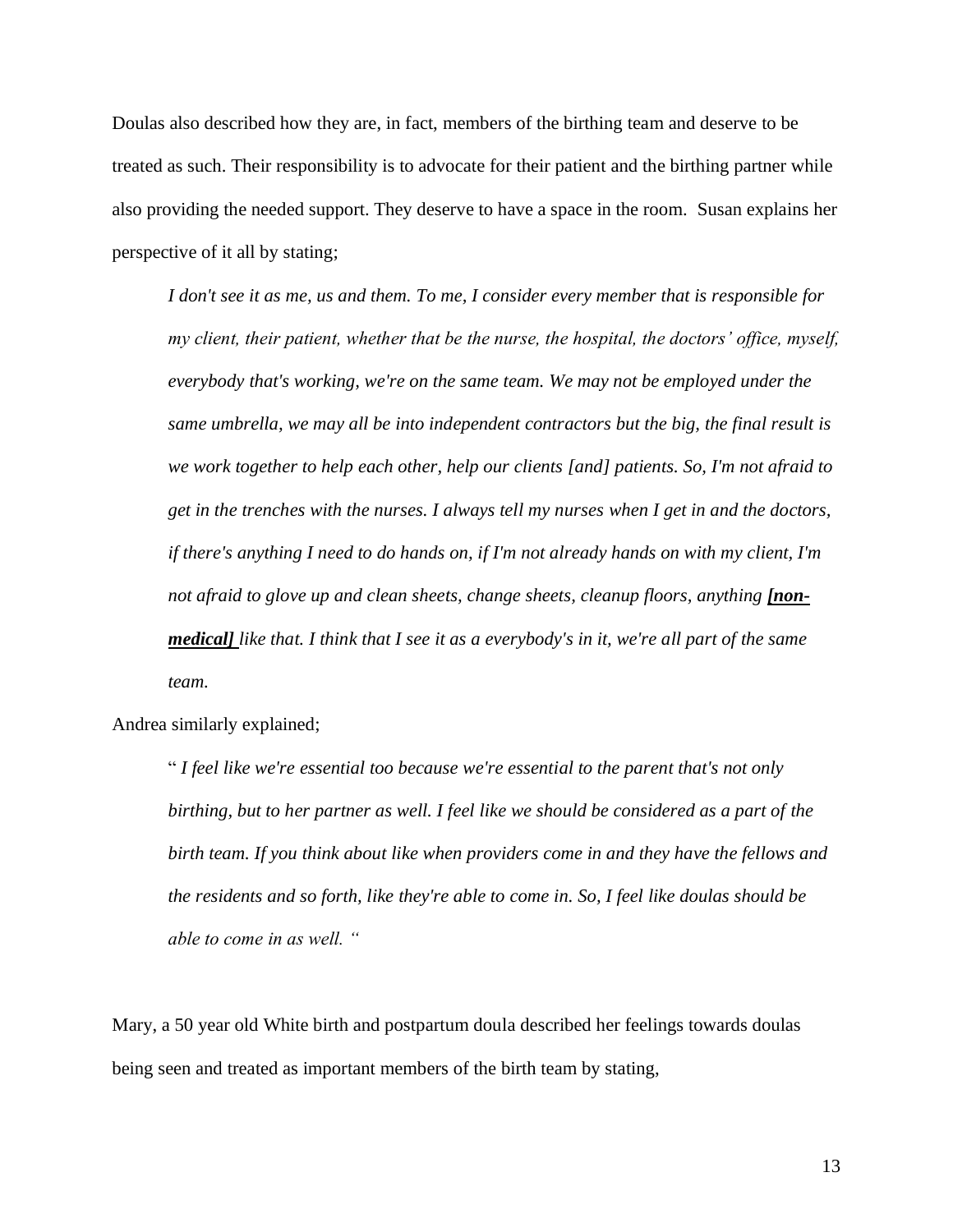Doulas also described how they are, in fact, members of the birthing team and deserve to be treated as such. Their responsibility is to advocate for their patient and the birthing partner while also providing the needed support. They deserve to have a space in the room. Susan explains her perspective of it all by stating;

> *I don't see it as me, us and them. To me, I consider every member that is responsible for my client, their patient, whether that be the nurse, the hospital, the doctors' office, myself, everybody that's working, we're on the same team. We may not be employed under the same umbrella, we may all be into independent contractors but the big, the final result is we work together to help each other, help our clients [and] patients. So, I'm not afraid to get in the trenches with the nurses. I always tell my nurses when I get in and the doctors, if there's anything I need to do hands on, if I'm not already hands on with my client, I'm not afraid to glove up and clean sheets, change sheets, cleanup floors, anything **[non-medical]** like that. I think that I see it as a everybody's in it, we're all part of the same team.*

Andrea similarly explained;

> " *I feel like we're essential too because we're essential to the parent that's not only birthing, but to her partner as well. I feel like we should be considered as a part of the birth team. If you think about like when providers come in and they have the fellows and the residents and so forth, like they're able to come in. So, I feel like doulas should be able to come in as well.* "

Mary, a 50 year old White birth and postpartum doula described her feelings towards doulas being seen and treated as important members of the birth team by stating,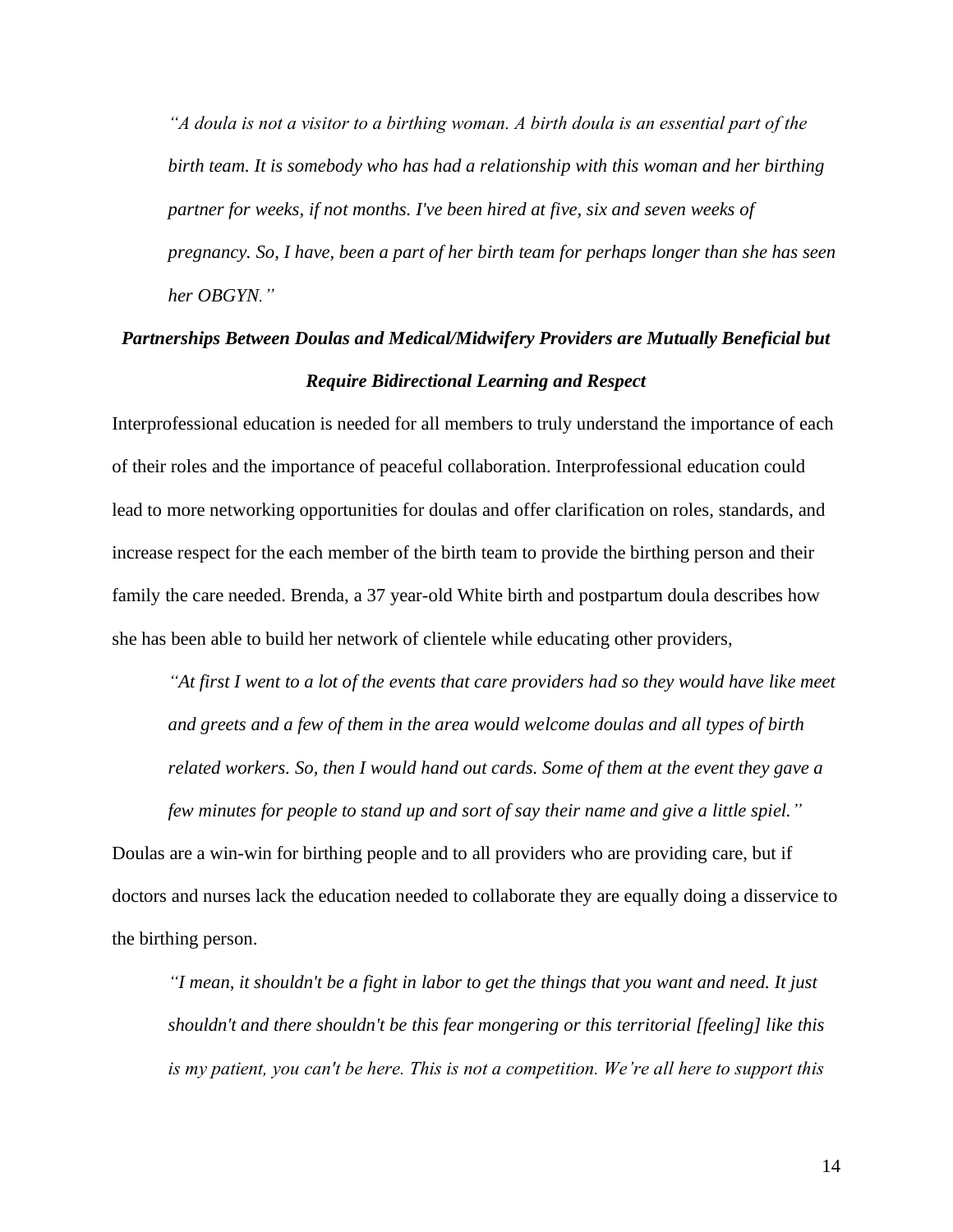> *"A doula is not a visitor to a birthing woman. A birth doula is an essential part of the birth team. It is somebody who has had a relationship with this woman and her birthing partner for weeks, if not months. I've been hired at five, six and seven weeks of pregnancy. So, I have, been a part of her birth team for perhaps longer than she has seen her OBGYN."*

### *Partnerships Between Doulas and Medical/Midwifery Providers are Mutually Beneficial but Require Bidirectional Learning and Respect*

Interprofessional education is needed for all members to truly understand the importance of each of their roles and the importance of peaceful collaboration. Interprofessional education could lead to more networking opportunities for doulas and offer clarification on roles, standards, and increase respect for the each member of the birth team to provide the birthing person and their family the care needed. Brenda, a 37 year-old White birth and postpartum doula describes how she has been able to build her network of clientele while educating other providers,

> *"At first I went to a lot of the events that care providers had so they would have like meet and greets and a few of them in the area would welcome doulas and all types of birth related workers. So, then I would hand out cards. Some of them at the event they gave a few minutes for people to stand up and sort of say their name and give a little spiel."*

Doulas are a win-win for birthing people and to all providers who are providing care, but if doctors and nurses lack the education needed to collaborate they are equally doing a disservice to the birthing person.

> *"I mean, it shouldn't be a fight in labor to get the things that you want and need. It just shouldn't and there shouldn't be this fear mongering or this territorial [feeling] like this is my patient, you can't be here. This is not a competition. We're all here to support this*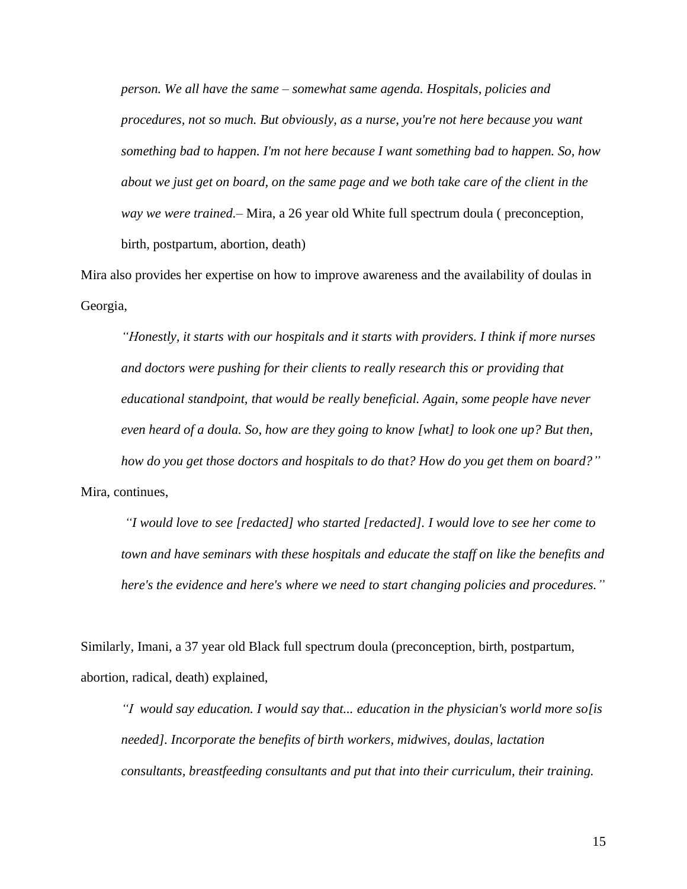> *person. We all have the same – somewhat same agenda. Hospitals, policies and procedures, not so much. But obviously, as a nurse, you're not here because you want something bad to happen. I'm not here because I want something bad to happen. So, how about we just get on board, on the same page and we both take care of the client in the way we were trained.*– Mira, a 26 year old White full spectrum doula ( preconception, birth, postpartum, abortion, death)

Mira also provides her expertise on how to improve awareness and the availability of doulas in Georgia,

> *"Honestly, it starts with our hospitals and it starts with providers. I think if more nurses and doctors were pushing for their clients to really research this or providing that educational standpoint, that would be really beneficial. Again, some people have never even heard of a doula. So, how are they going to know [what] to look one up? But then, how do you get those doctors and hospitals to do that? How do you get them on board?"*

Mira, continues,

> *"I would love to see [redacted] who started [redacted]. I would love to see her come to town and have seminars with these hospitals and educate the staff on like the benefits and here's the evidence and here's where we need to start changing policies and procedures."*

Similarly, Imani, a 37 year old Black full spectrum doula (preconception, birth, postpartum, abortion, radical, death) explained,

> *"I would say education. I would say that... education in the physician's world more so[is needed]. Incorporate the benefits of birth workers, midwives, doulas, lactation consultants, breastfeeding consultants and put that into their curriculum, their training.*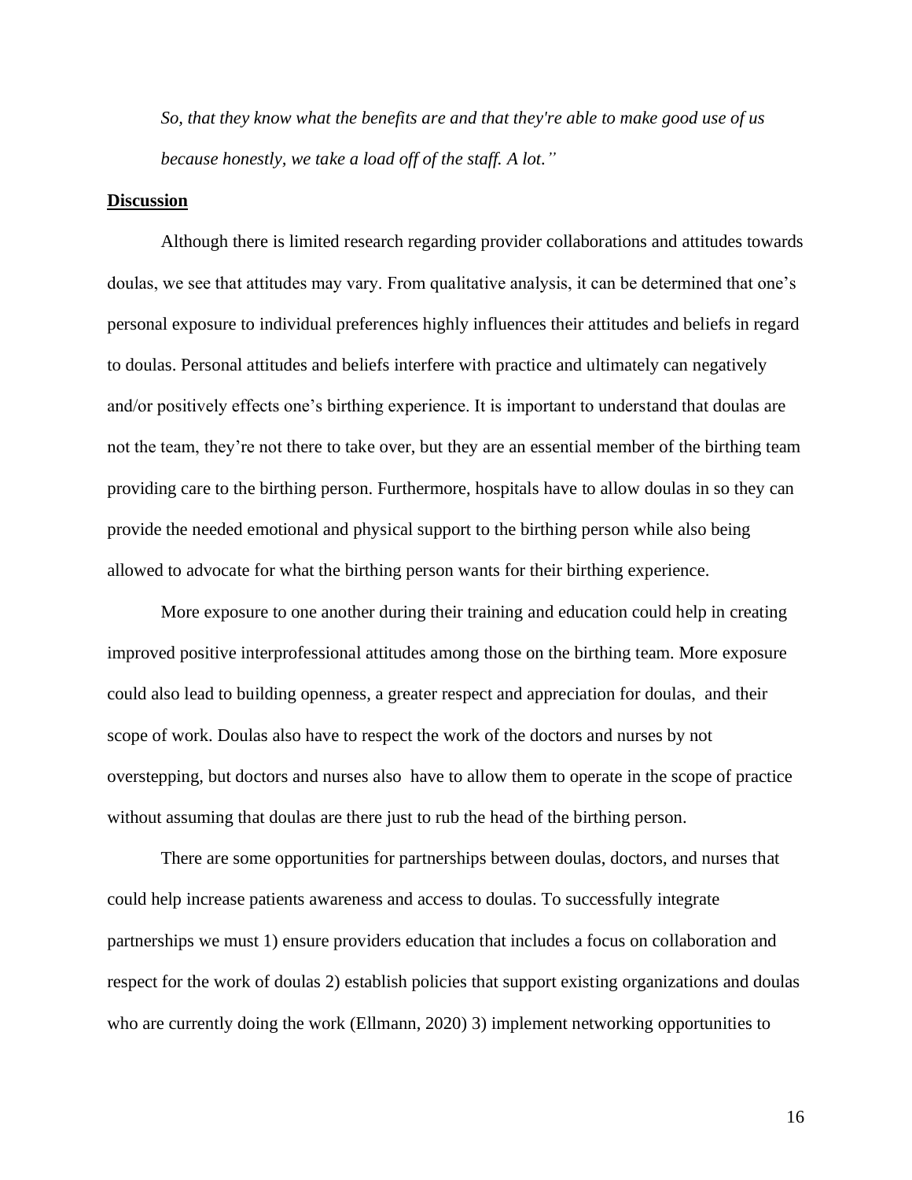*So, that they know what the benefits are and that they're able to make good use of us because honestly, we take a load off of the staff. A lot."*

## Discussion

Although there is limited research regarding provider collaborations and attitudes towards doulas, we see that attitudes may vary. From qualitative analysis, it can be determined that one's personal exposure to individual preferences highly influences their attitudes and beliefs in regard to doulas. Personal attitudes and beliefs interfere with practice and ultimately can negatively and/or positively effects one's birthing experience. It is important to understand that doulas are not the team, they're not there to take over, but they are an essential member of the birthing team providing care to the birthing person. Furthermore, hospitals have to allow doulas in so they can provide the needed emotional and physical support to the birthing person while also being allowed to advocate for what the birthing person wants for their birthing experience.

More exposure to one another during their training and education could help in creating improved positive interprofessional attitudes among those on the birthing team. More exposure could also lead to building openness, a greater respect and appreciation for doulas, and their scope of work. Doulas also have to respect the work of the doctors and nurses by not overstepping, but doctors and nurses also have to allow them to operate in the scope of practice without assuming that doulas are there just to rub the head of the birthing person.

There are some opportunities for partnerships between doulas, doctors, and nurses that could help increase patients awareness and access to doulas. To successfully integrate partnerships we must 1) ensure providers education that includes a focus on collaboration and respect for the work of doulas 2) establish policies that support existing organizations and doulas who are currently doing the work (Ellmann, 2020) 3) implement networking opportunities to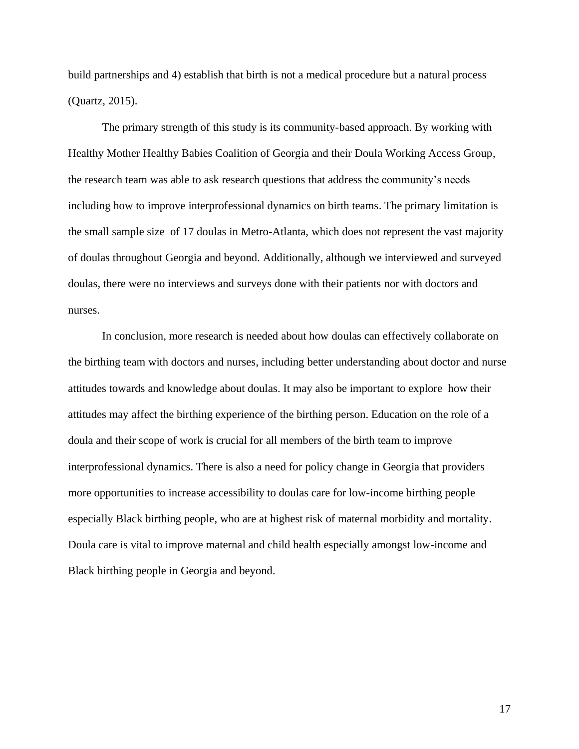build partnerships and 4) establish that birth is not a medical procedure but a natural process (Quartz, 2015).

The primary strength of this study is its community-based approach. By working with Healthy Mother Healthy Babies Coalition of Georgia and their Doula Working Access Group, the research team was able to ask research questions that address the community's needs including how to improve interprofessional dynamics on birth teams. The primary limitation is the small sample size of 17 doulas in Metro-Atlanta, which does not represent the vast majority of doulas throughout Georgia and beyond. Additionally, although we interviewed and surveyed doulas, there were no interviews and surveys done with their patients nor with doctors and nurses.

In conclusion, more research is needed about how doulas can effectively collaborate on the birthing team with doctors and nurses, including better understanding about doctor and nurse attitudes towards and knowledge about doulas. It may also be important to explore how their attitudes may affect the birthing experience of the birthing person. Education on the role of a doula and their scope of work is crucial for all members of the birth team to improve interprofessional dynamics. There is also a need for policy change in Georgia that providers more opportunities to increase accessibility to doulas care for low-income birthing people especially Black birthing people, who are at highest risk of maternal morbidity and mortality. Doula care is vital to improve maternal and child health especially amongst low-income and Black birthing people in Georgia and beyond.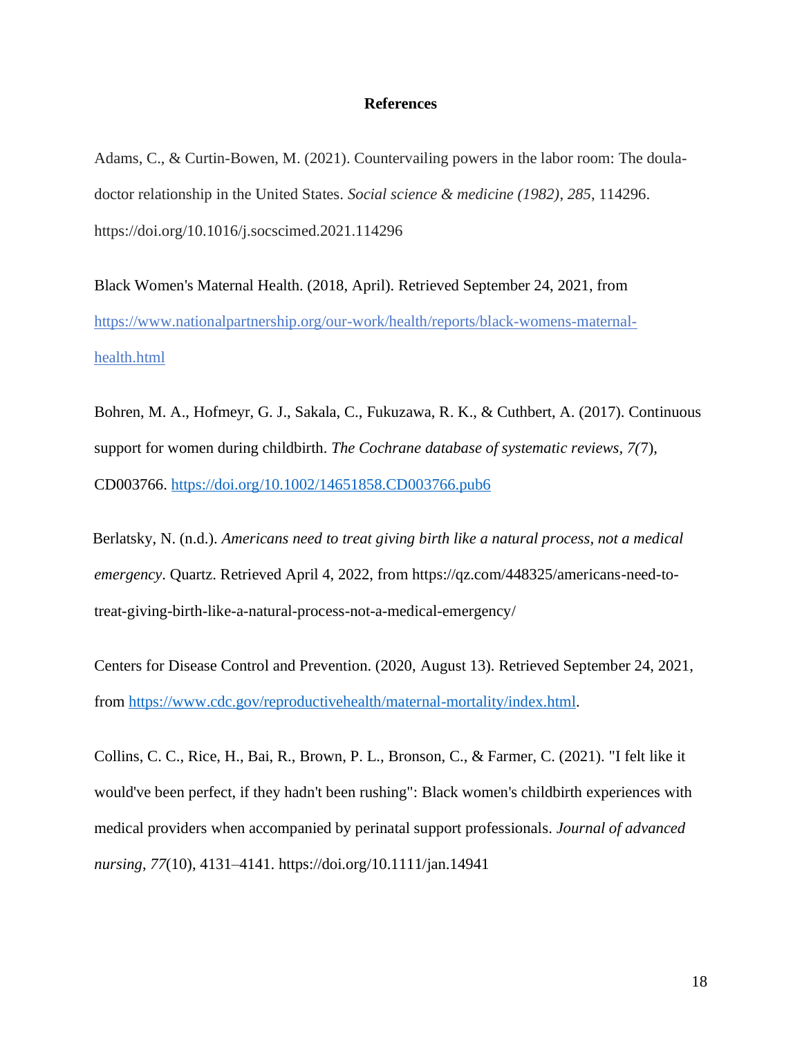# References

Adams, C., & Curtin-Bowen, M. (2021). Countervailing powers in the labor room: The doula-doctor relationship in the United States. *Social science & medicine (1982)*, *285*, 114296. https://doi.org/10.1016/j.socscimed.2021.114296

Black Women's Maternal Health. (2018, April). Retrieved September 24, 2021, from https://www.nationalpartnership.org/our-work/health/reports/black-womens-maternal-health.html

Bohren, M. A., Hofmeyr, G. J., Sakala, C., Fukuzawa, R. K., & Cuthbert, A. (2017). Continuous support for women during childbirth. *The Cochrane database of systematic reviews*, *7(*7), CD003766. https://doi.org/10.1002/14651858.CD003766.pub6

Berlatsky, N. (n.d.). *Americans need to treat giving birth like a natural process, not a medical emergency*. Quartz. Retrieved April 4, 2022, from https://qz.com/448325/americans-need-to-treat-giving-birth-like-a-natural-process-not-a-medical-emergency/

Centers for Disease Control and Prevention. (2020, August 13). Retrieved September 24, 2021, from https://www.cdc.gov/reproductivehealth/maternal-mortality/index.html.

Collins, C. C., Rice, H., Bai, R., Brown, P. L., Bronson, C., & Farmer, C. (2021). "I felt like it would've been perfect, if they hadn't been rushing": Black women's childbirth experiences with medical providers when accompanied by perinatal support professionals. *Journal of advanced nursing*, *77*(10), 4131–4141. https://doi.org/10.1111/jan.14941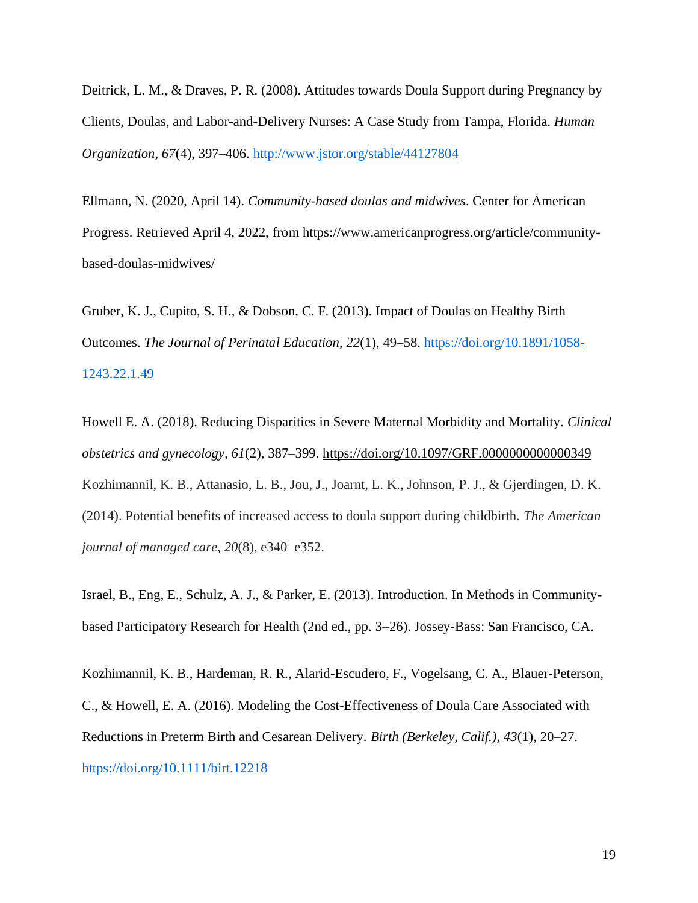Deitrick, L. M., & Draves, P. R. (2008). Attitudes towards Doula Support during Pregnancy by Clients, Doulas, and Labor-and-Delivery Nurses: A Case Study from Tampa, Florida. *Human Organization*, *67*(4), 397–406. http://www.jstor.org/stable/44127804

Ellmann, N. (2020, April 14). *Community-based doulas and midwives*. Center for American Progress. Retrieved April 4, 2022, from https://www.americanprogress.org/article/community-based-doulas-midwives/

Gruber, K. J., Cupito, S. H., & Dobson, C. F. (2013). Impact of Doulas on Healthy Birth Outcomes. *The Journal of Perinatal Education*, *22*(1), 49–58. https://doi.org/10.1891/1058-1243.22.1.49

Howell E. A. (2018). Reducing Disparities in Severe Maternal Morbidity and Mortality. *Clinical obstetrics and gynecology*, *61*(2), 387–399. https://doi.org/10.1097/GRF.0000000000000349

Kozhimannil, K. B., Attanasio, L. B., Jou, J., Joarnt, L. K., Johnson, P. J., & Gjerdingen, D. K. (2014). Potential benefits of increased access to doula support during childbirth. *The American journal of managed care*, *20*(8), e340–e352.

Israel, B., Eng, E., Schulz, A. J., & Parker, E. (2013). Introduction. In Methods in Community-based Participatory Research for Health (2nd ed., pp. 3–26). Jossey-Bass: San Francisco, CA.

Kozhimannil, K. B., Hardeman, R. R., Alarid-Escudero, F., Vogelsang, C. A., Blauer-Peterson, C., & Howell, E. A. (2016). Modeling the Cost-Effectiveness of Doula Care Associated with Reductions in Preterm Birth and Cesarean Delivery. *Birth (Berkeley, Calif.)*, *43*(1), 20–27. https://doi.org/10.1111/birt.12218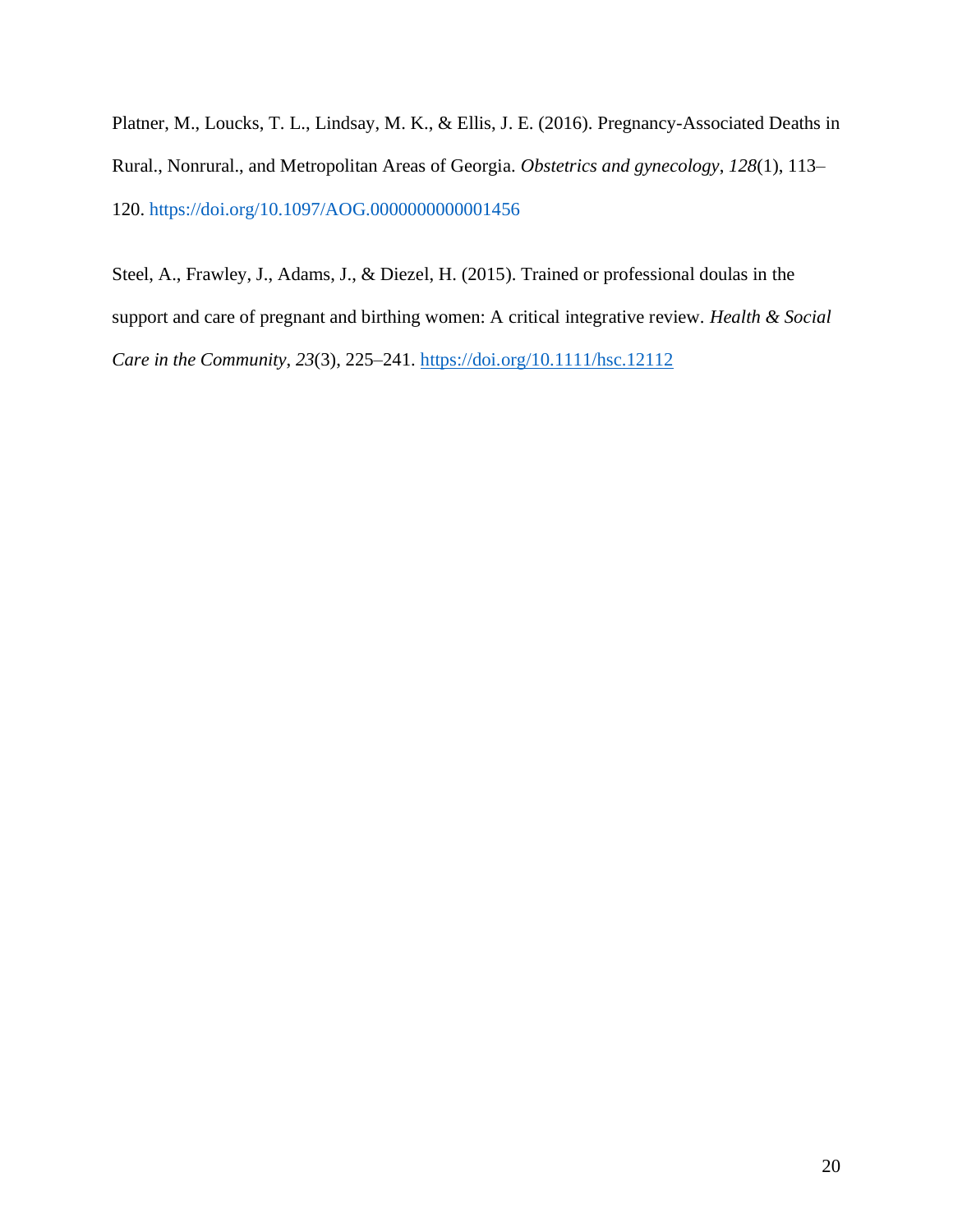Platner, M., Loucks, T. L., Lindsay, M. K., & Ellis, J. E. (2016). Pregnancy-Associated Deaths in Rural., Nonrural., and Metropolitan Areas of Georgia. *Obstetrics and gynecology*, *128*(1), 113–120. https://doi.org/10.1097/AOG.0000000000001456

Steel, A., Frawley, J., Adams, J., & Diezel, H. (2015). Trained or professional doulas in the support and care of pregnant and birthing women: A critical integrative review. *Health & Social Care in the Community*, *23*(3), 225–241. https://doi.org/10.1111/hsc.12112